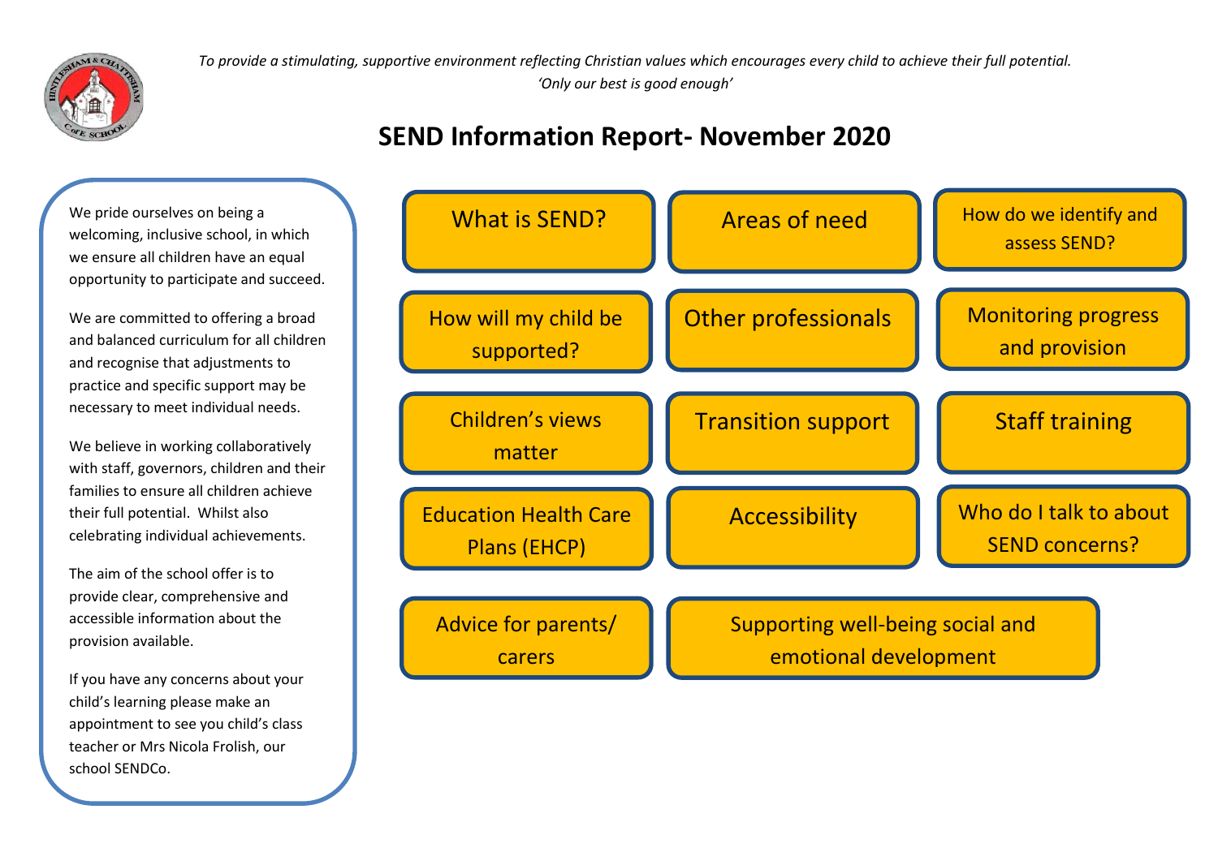*To provide a stimulating, supportive environment reflecting Christian values which encourages every child to achieve their full potential.*

*'Only our best is good enough'*

# SEND Information Report- November 2020

We pride ourselves on being a welcoming, inclusive school, in which we ensure all children have an equal opportunity to participate and succeed.

We are committed to offering a broad and balanced curriculum for all children and recognise that adjustments to practice and specific support may be necessary to meet individual needs.

We believe in working collaboratively with staff, governors, children and their families to ensure all children achieve their full potential. Whilst also celebrating individual achievements.

The aim of the school offer is to provide clear, comprehensive and accessible information about the provision available.

If you have any concerns about your child's learning please make an appointment to see you child's class teacher or Mrs Nicola Frolish, our school SENDCo.

- What is SEND?
- Areas of need
- How do we identify and assess SEND?
- How will my child be supported?
- Other professionals
- Monitoring progress and provision
- Children's views matter
- Transition support
- Staff training
- Education Health Care Plans (EHCP)
- Accessibility
- Who do I talk to about SEND concerns?
- Advice for parents/ carers
- Supporting well-being social and emotional development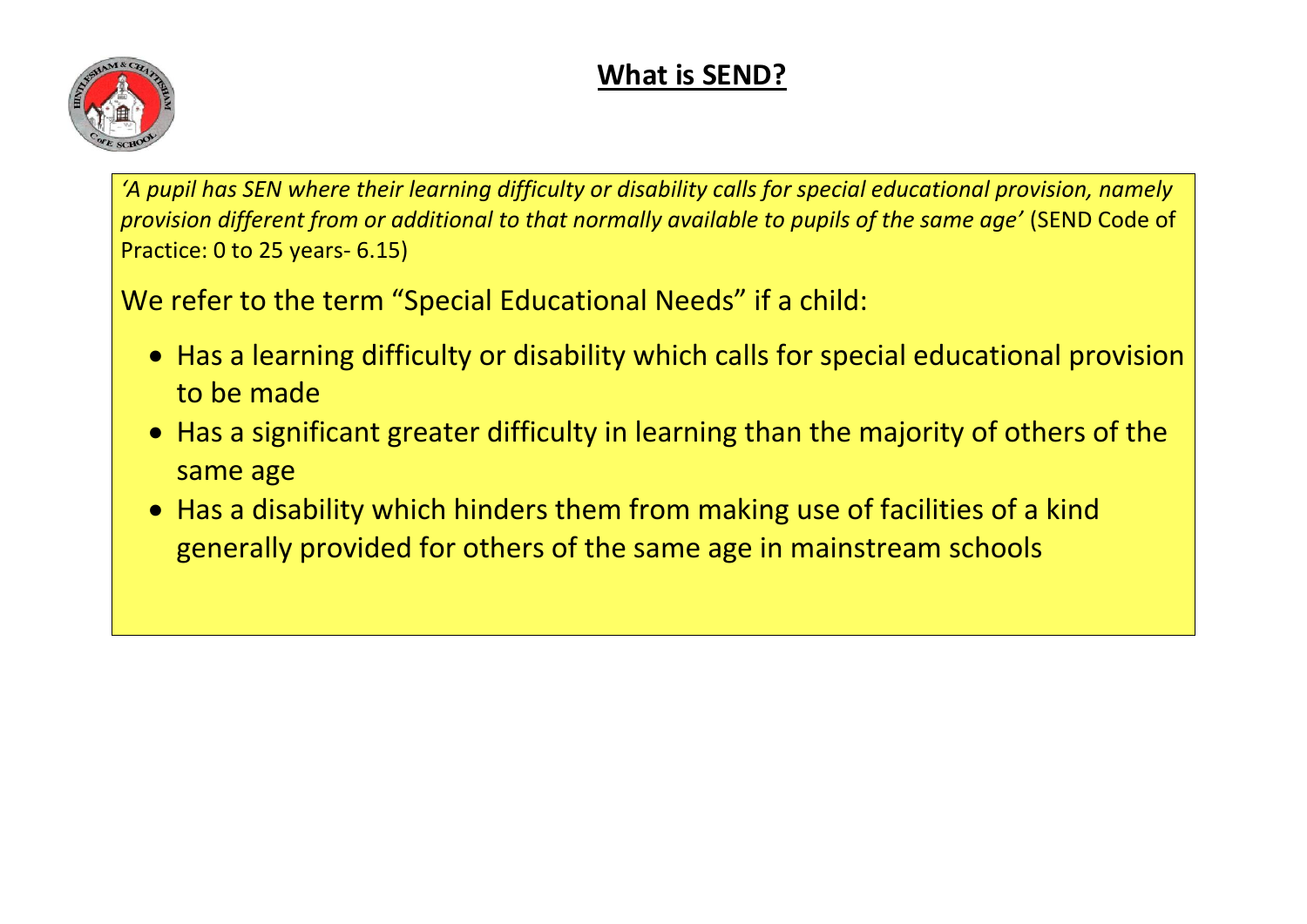# **What is SEND?**

*'A pupil has SEN where their learning difficulty or disability calls for special educational provision, namely provision different from or additional to that normally available to pupils of the same age'* (SEND Code of Practice: 0 to 25 years- 6.15)

We refer to the term "Special Educational Needs" if a child:

- Has a learning difficulty or disability which calls for special educational provision to be made
- Has a significant greater difficulty in learning than the majority of others of the same age
- Has a disability which hinders them from making use of facilities of a kind generally provided for others of the same age in mainstream schools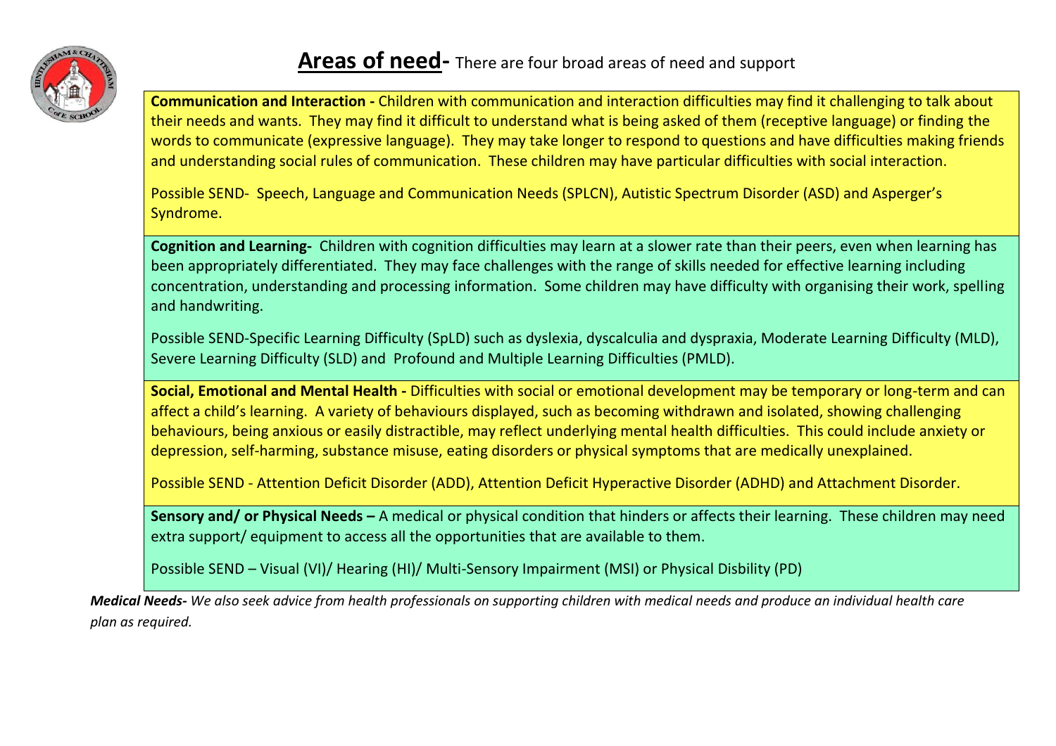# **Areas of need-** There are four broad areas of need and support

**Communication and Interaction -** Children with communication and interaction difficulties may find it challenging to talk about their needs and wants. They may find it difficult to understand what is being asked of them (receptive language) or finding the words to communicate (expressive language). They may take longer to respond to questions and have difficulties making friends and understanding social rules of communication. These children may have particular difficulties with social interaction.

Possible SEND- Speech, Language and Communication Needs (SPLCN), Autistic Spectrum Disorder (ASD) and Asperger's Syndrome.

**Cognition and Learning-** Children with cognition difficulties may learn at a slower rate than their peers, even when learning has been appropriately differentiated. They may face challenges with the range of skills needed for effective learning including concentration, understanding and processing information. Some children may have difficulty with organising their work, spelling and handwriting.

Possible SEND-Specific Learning Difficulty (SpLD) such as dyslexia, dyscalculia and dyspraxia, Moderate Learning Difficulty (MLD), Severe Learning Difficulty (SLD) and Profound and Multiple Learning Difficulties (PMLD).

**Social, Emotional and Mental Health -** Difficulties with social or emotional development may be temporary or long-term and can affect a child's learning. A variety of behaviours displayed, such as becoming withdrawn and isolated, showing challenging behaviours, being anxious or easily distractible, may reflect underlying mental health difficulties. This could include anxiety or depression, self-harming, substance misuse, eating disorders or physical symptoms that are medically unexplained.

Possible SEND - Attention Deficit Disorder (ADD), Attention Deficit Hyperactive Disorder (ADHD) and Attachment Disorder.

**Sensory and/ or Physical Needs –** A medical or physical condition that hinders or affects their learning. These children may need extra support/ equipment to access all the opportunities that are available to them.

Possible SEND – Visual (VI)/ Hearing (HI)/ Multi-Sensory Impairment (MSI) or Physical Disbility (PD)

***Medical Needs-*** *We also seek advice from health professionals on supporting children with medical needs and produce an individual health care plan as required.*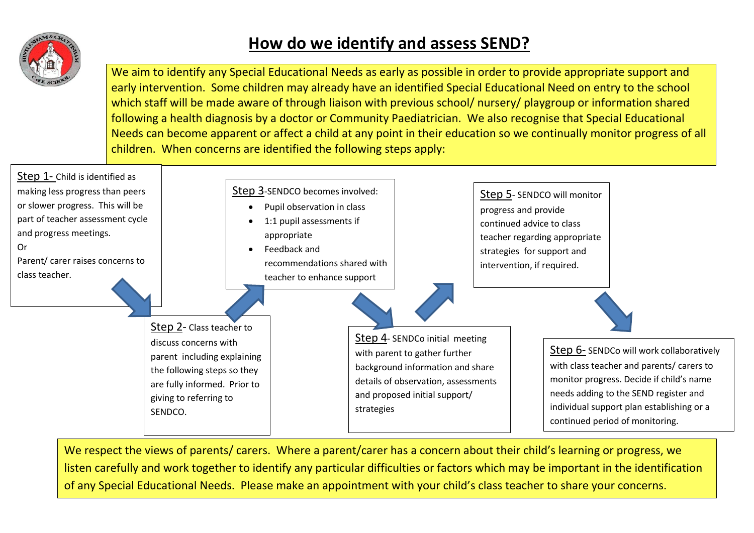# How do we identify and assess SEND?

We aim to identify any Special Educational Needs as early as possible in order to provide appropriate support and early intervention. Some children may already have an identified Special Educational Need on entry to the school which staff will be made aware of through liaison with previous school/ nursery/ playgroup or information shared following a health diagnosis by a doctor or Community Paediatrician. We also recognise that Special Educational Needs can become apparent or affect a child at any point in their education so we continually monitor progress of all children. When concerns are identified the following steps apply:

**Step 1-** Child is identified as making less progress than peers or slower progress. This will be part of teacher assessment cycle and progress meetings.
Or
Parent/ carer raises concerns to class teacher.

**Step 2-** Class teacher to discuss concerns with parent including explaining the following steps so they are fully informed. Prior to giving to referring to SENDCO.

**Step 3**-SENDCO becomes involved:

- Pupil observation in class
- 1:1 pupil assessments if appropriate
- Feedback and recommendations shared with teacher to enhance support

**Step 4**- SENDCo initial meeting with parent to gather further background information and share details of observation, assessments and proposed initial support/ strategies

**Step 5**- SENDCO will monitor progress and provide continued advice to class teacher regarding appropriate strategies for support and intervention, if required.

**Step 6-** SENDCo will work collaboratively with class teacher and parents/ carers to monitor progress. Decide if child's name needs adding to the SEND register and individual support plan establishing or a continued period of monitoring.

We respect the views of parents/ carers. Where a parent/carer has a concern about their child's learning or progress, we listen carefully and work together to identify any particular difficulties or factors which may be important in the identification of any Special Educational Needs. Please make an appointment with your child's class teacher to share your concerns.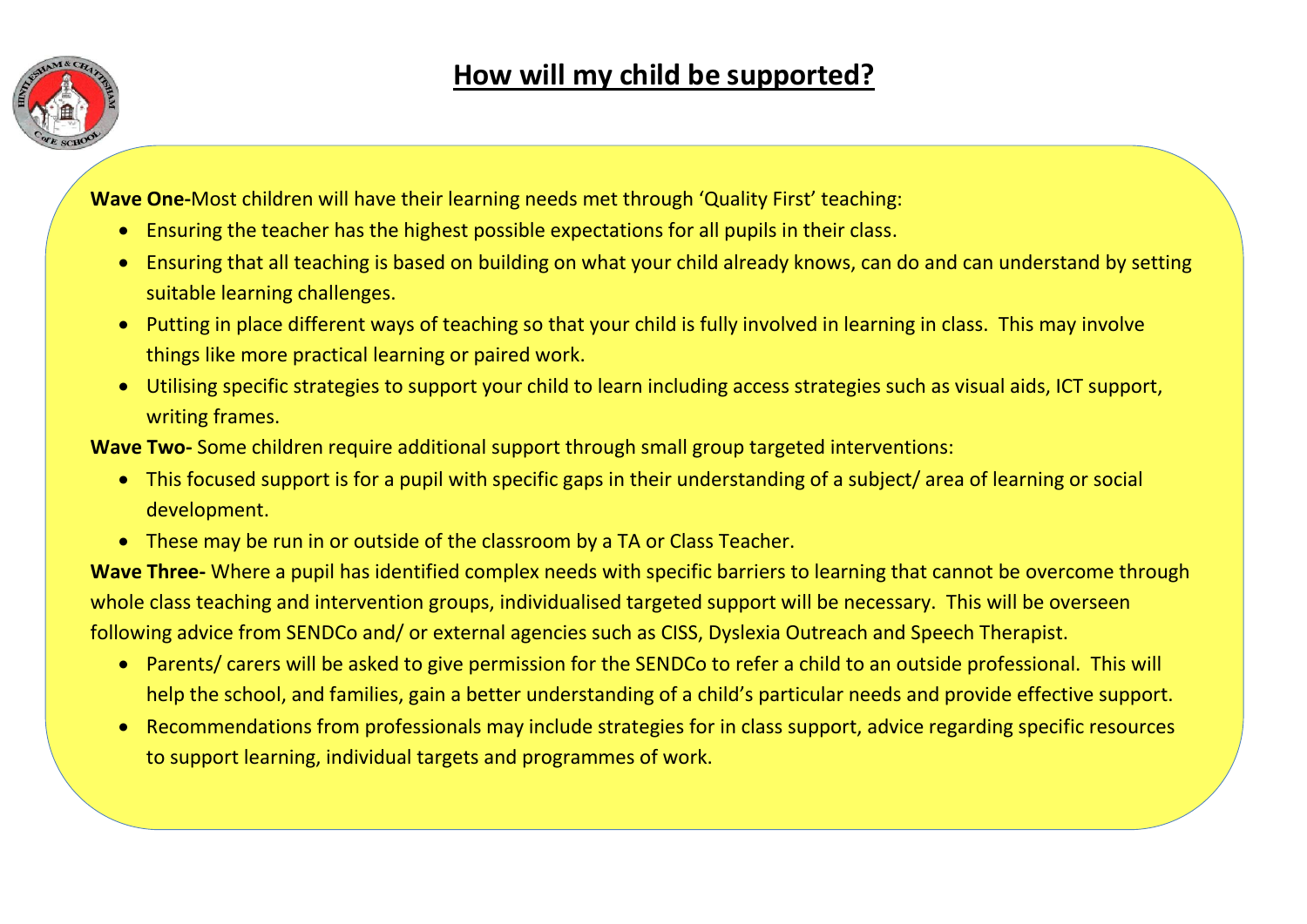# How will my child be supported?

**Wave One-**Most children will have their learning needs met through 'Quality First' teaching:

- Ensuring the teacher has the highest possible expectations for all pupils in their class.
- Ensuring that all teaching is based on building on what your child already knows, can do and can understand by setting suitable learning challenges.
- Putting in place different ways of teaching so that your child is fully involved in learning in class. This may involve things like more practical learning or paired work.
- Utilising specific strategies to support your child to learn including access strategies such as visual aids, ICT support, writing frames.

**Wave Two-** Some children require additional support through small group targeted interventions:

- This focused support is for a pupil with specific gaps in their understanding of a subject/ area of learning or social development.
- These may be run in or outside of the classroom by a TA or Class Teacher.

**Wave Three-** Where a pupil has identified complex needs with specific barriers to learning that cannot be overcome through whole class teaching and intervention groups, individualised targeted support will be necessary. This will be overseen following advice from SENDCo and/ or external agencies such as CISS, Dyslexia Outreach and Speech Therapist.

- Parents/ carers will be asked to give permission for the SENDCo to refer a child to an outside professional. This will help the school, and families, gain a better understanding of a child's particular needs and provide effective support.
- Recommendations from professionals may include strategies for in class support, advice regarding specific resources to support learning, individual targets and programmes of work.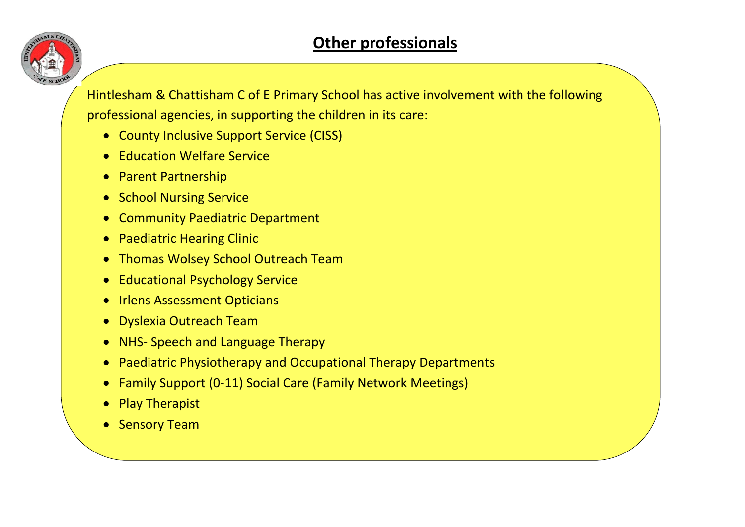# Other professionals

Hintlesham & Chattisham C of E Primary School has active involvement with the following professional agencies, in supporting the children in its care:

- County Inclusive Support Service (CISS)
- Education Welfare Service
- Parent Partnership
- School Nursing Service
- Community Paediatric Department
- Paediatric Hearing Clinic
- Thomas Wolsey School Outreach Team
- Educational Psychology Service
- Irlens Assessment Opticians
- Dyslexia Outreach Team
- NHS- Speech and Language Therapy
- Paediatric Physiotherapy and Occupational Therapy Departments
- Family Support (0-11) Social Care (Family Network Meetings)
- Play Therapist
- Sensory Team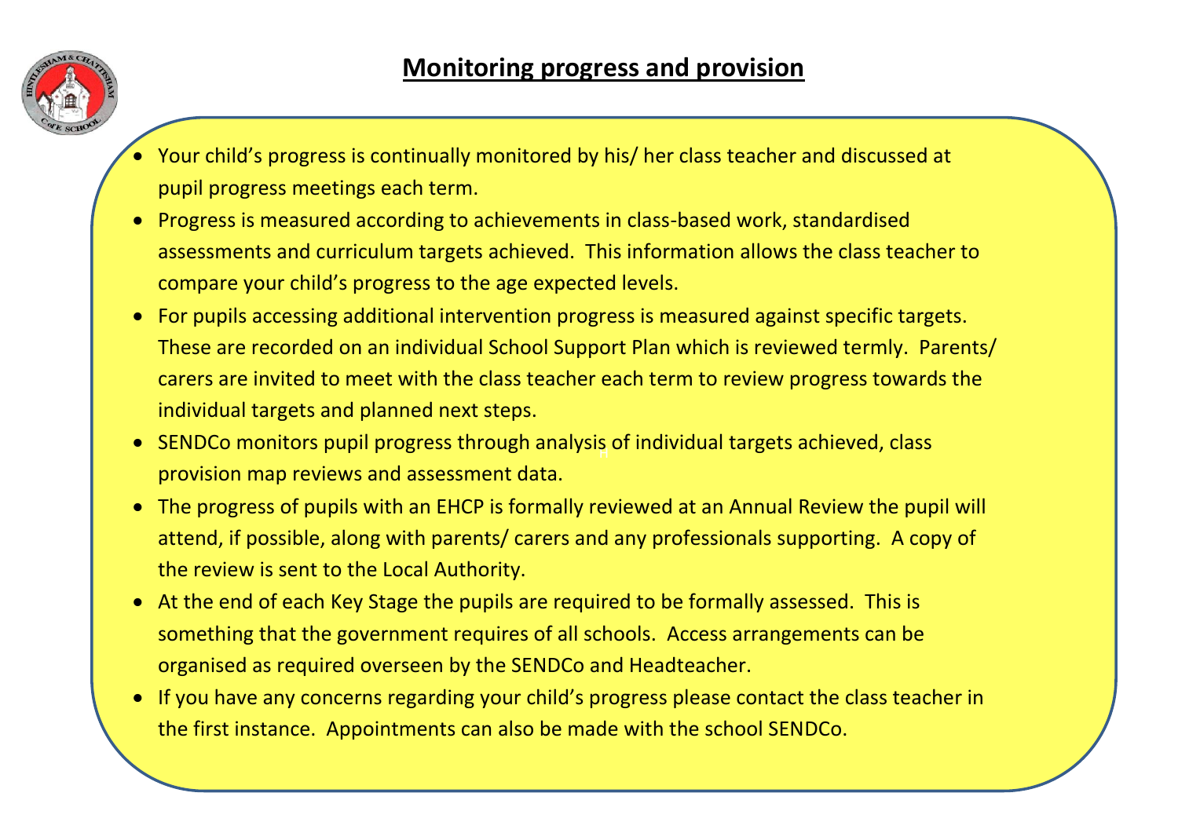# Monitoring progress and provision

- Your child's progress is continually monitored by his/ her class teacher and discussed at pupil progress meetings each term.
- Progress is measured according to achievements in class-based work, standardised assessments and curriculum targets achieved. This information allows the class teacher to compare your child's progress to the age expected levels.
- For pupils accessing additional intervention progress is measured against specific targets. These are recorded on an individual School Support Plan which is reviewed termly. Parents/ carers are invited to meet with the class teacher each term to review progress towards the individual targets and planned next steps.
- SENDCo monitors pupil progress through analysis of individual targets achieved, class provision map reviews and assessment data.
- The progress of pupils with an EHCP is formally reviewed at an Annual Review the pupil will attend, if possible, along with parents/ carers and any professionals supporting. A copy of the review is sent to the Local Authority.
- At the end of each Key Stage the pupils are required to be formally assessed. This is something that the government requires of all schools. Access arrangements can be organised as required overseen by the SENDCo and Headteacher.
- If you have any concerns regarding your child's progress please contact the class teacher in the first instance. Appointments can also be made with the school SENDCo.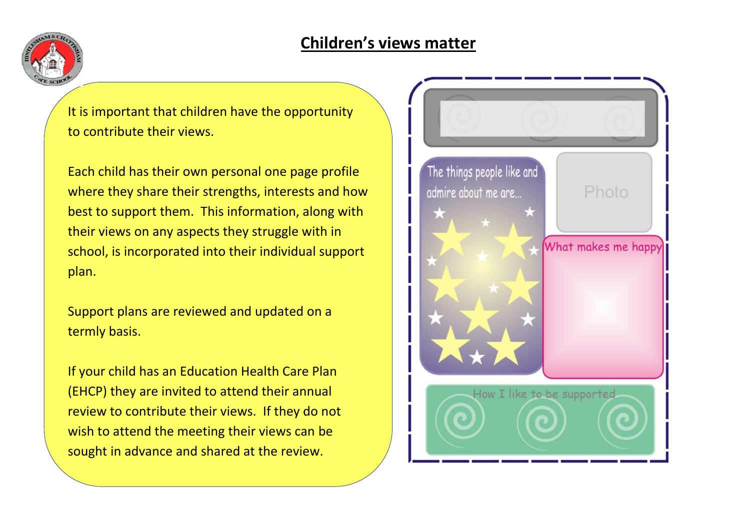## Children's views matter

It is important that children have the opportunity to contribute their views.

Each child has their own personal one page profile where they share their strengths, interests and how best to support them. This information, along with their views on any aspects they struggle with in school, is incorporated into their individual support plan.

Support plans are reviewed and updated on a termly basis.

If your child has an Education Health Care Plan (EHCP) they are invited to attend their annual review to contribute their views. If they do not wish to attend the meeting their views can be sought in advance and shared at the review.

The things people like and admire about me are...

Photo

What makes me happy

How I like to be supported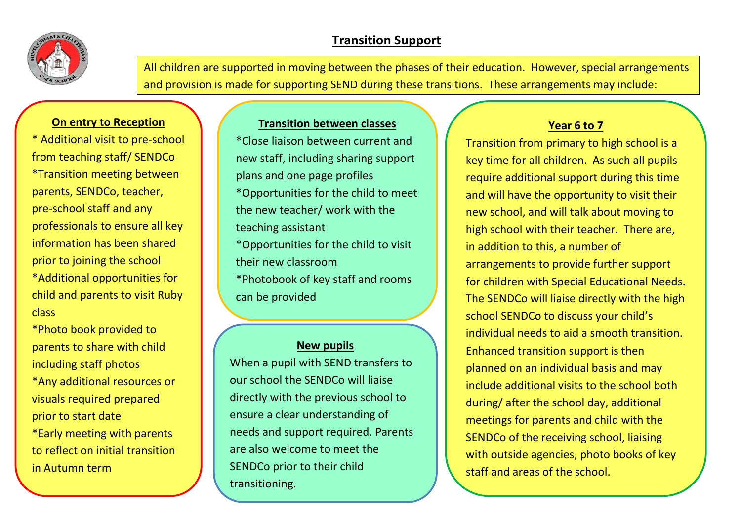# Transition Support

All children are supported in moving between the phases of their education. However, special arrangements and provision is made for supporting SEND during these transitions. These arrangements may include:

## On entry to Reception

* Additional visit to pre-school from teaching staff/ SENDCo
* Transition meeting between parents, SENDCo, teacher, pre-school staff and any professionals to ensure all key information has been shared prior to joining the school
* Additional opportunities for child and parents to visit Ruby class
* Photo book provided to parents to share with child including staff photos
* Any additional resources or visuals required prepared prior to start date
* Early meeting with parents to reflect on initial transition in Autumn term

## Transition between classes

* Close liaison between current and new staff, including sharing support plans and one page profiles
* Opportunities for the child to meet the new teacher/ work with the teaching assistant
* Opportunities for the child to visit their new classroom
* Photobook of key staff and rooms can be provided

## New pupils

When a pupil with SEND transfers to our school the SENDCo will liaise directly with the previous school to ensure a clear understanding of needs and support required. Parents are also welcome to meet the SENDCo prior to their child transitioning.

## Year 6 to 7

Transition from primary to high school is a key time for all children. As such all pupils require additional support during this time and will have the opportunity to visit their new school, and will talk about moving to high school with their teacher. There are, in addition to this, a number of arrangements to provide further support for children with Special Educational Needs. The SENDCo will liaise directly with the high school SENDCo to discuss your child's individual needs to aid a smooth transition. Enhanced transition support is then planned on an individual basis and may include additional visits to the school both during/ after the school day, additional meetings for parents and child with the SENDCo of the receiving school, liaising with outside agencies, photo books of key staff and areas of the school.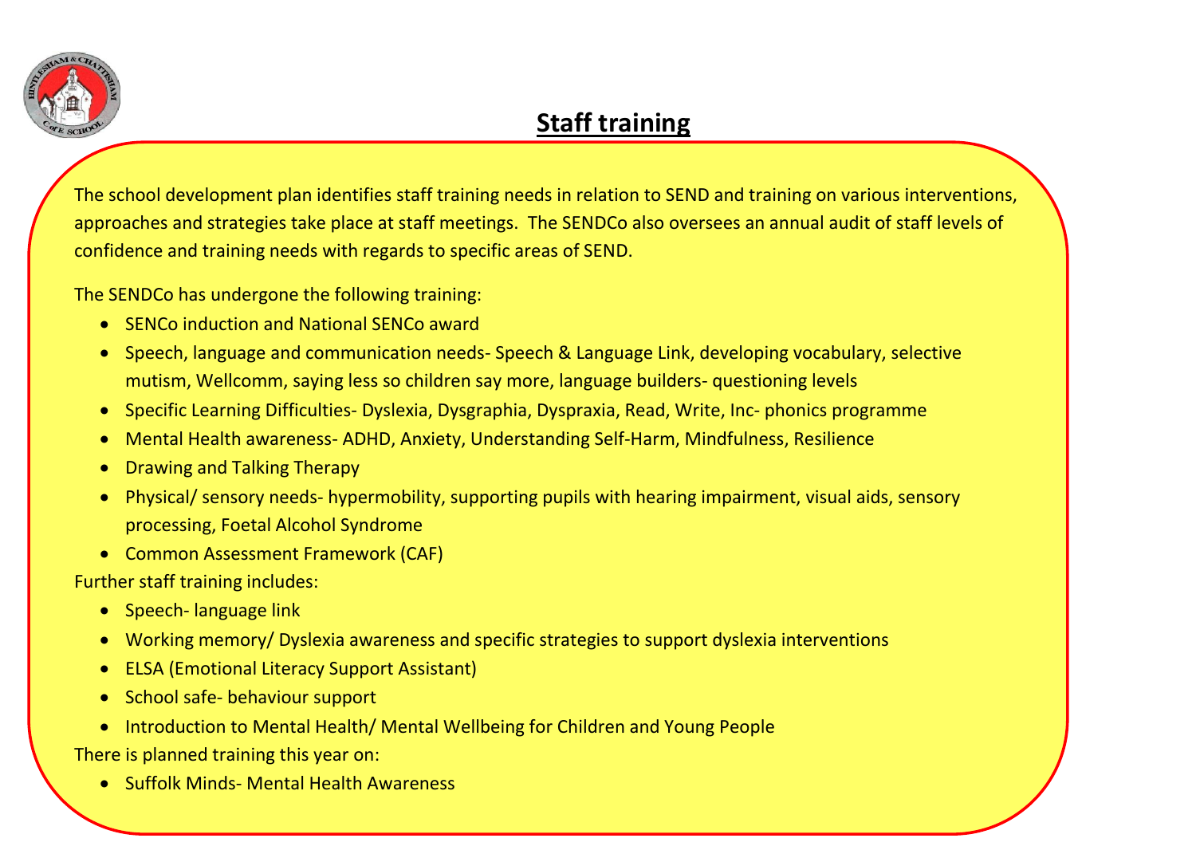## Staff training

The school development plan identifies staff training needs in relation to SEND and training on various interventions, approaches and strategies take place at staff meetings. The SENDCo also oversees an annual audit of staff levels of confidence and training needs with regards to specific areas of SEND.

The SENDCo has undergone the following training:

- SENCo induction and National SENCo award
- Speech, language and communication needs- Speech & Language Link, developing vocabulary, selective mutism, Wellcomm, saying less so children say more, language builders- questioning levels
- Specific Learning Difficulties- Dyslexia, Dysgraphia, Dyspraxia, Read, Write, Inc- phonics programme
- Mental Health awareness- ADHD, Anxiety, Understanding Self-Harm, Mindfulness, Resilience
- Drawing and Talking Therapy
- Physical/ sensory needs- hypermobility, supporting pupils with hearing impairment, visual aids, sensory processing, Foetal Alcohol Syndrome
- Common Assessment Framework (CAF)

Further staff training includes:

- Speech- language link
- Working memory/ Dyslexia awareness and specific strategies to support dyslexia interventions
- ELSA (Emotional Literacy Support Assistant)
- School safe- behaviour support
- Introduction to Mental Health/ Mental Wellbeing for Children and Young People

There is planned training this year on:

- Suffolk Minds- Mental Health Awareness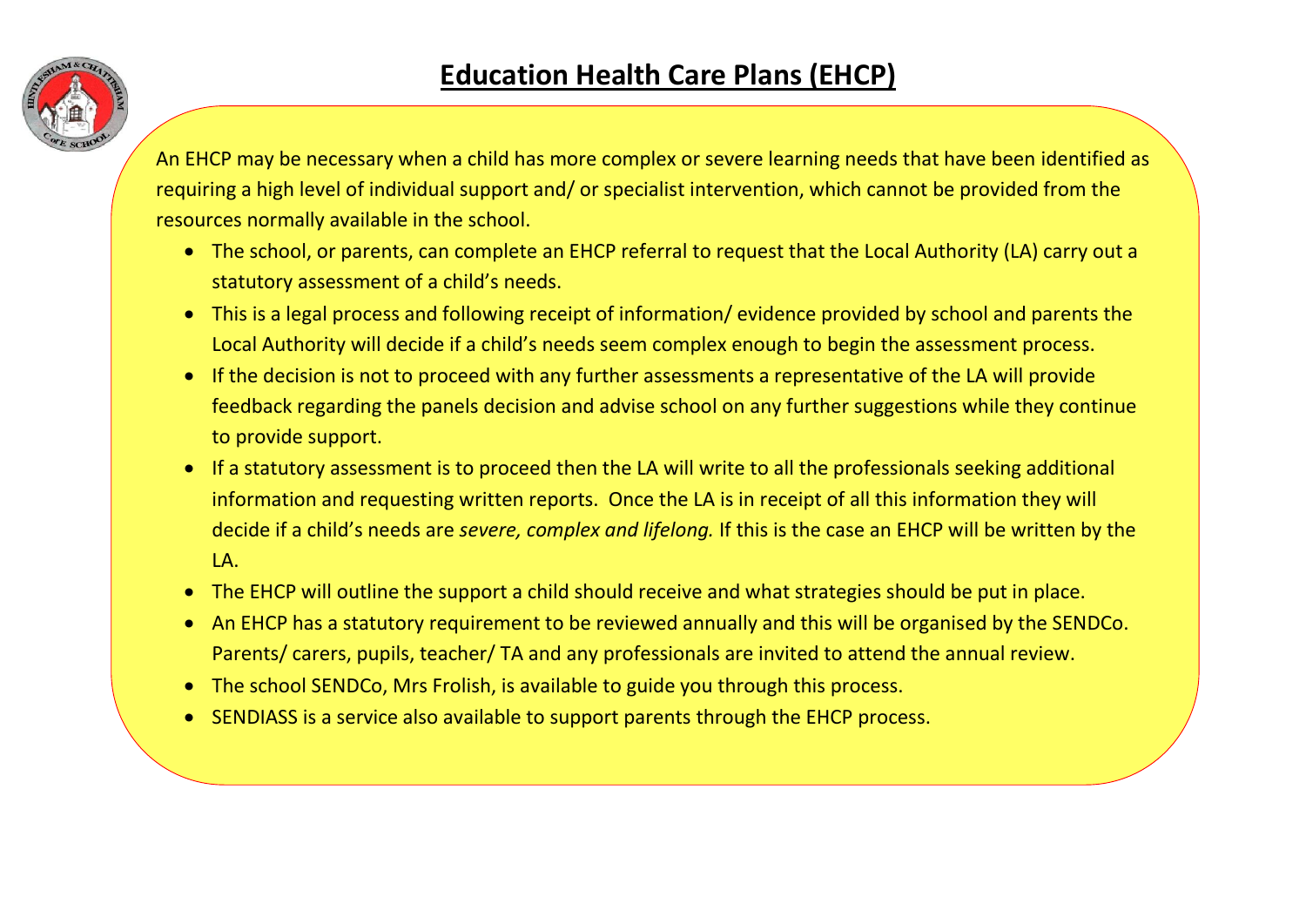# Education Health Care Plans (EHCP)

An EHCP may be necessary when a child has more complex or severe learning needs that have been identified as requiring a high level of individual support and/ or specialist intervention, which cannot be provided from the resources normally available in the school.

- The school, or parents, can complete an EHCP referral to request that the Local Authority (LA) carry out a statutory assessment of a child's needs.
- This is a legal process and following receipt of information/ evidence provided by school and parents the Local Authority will decide if a child's needs seem complex enough to begin the assessment process.
- If the decision is not to proceed with any further assessments a representative of the LA will provide feedback regarding the panels decision and advise school on any further suggestions while they continue to provide support.
- If a statutory assessment is to proceed then the LA will write to all the professionals seeking additional information and requesting written reports. Once the LA is in receipt of all this information they will decide if a child's needs are *severe, complex and lifelong.* If this is the case an EHCP will be written by the LA.
- The EHCP will outline the support a child should receive and what strategies should be put in place.
- An EHCP has a statutory requirement to be reviewed annually and this will be organised by the SENDCo. Parents/ carers, pupils, teacher/ TA and any professionals are invited to attend the annual review.
- The school SENDCo, Mrs Frolish, is available to guide you through this process.
- SENDIASS is a service also available to support parents through the EHCP process.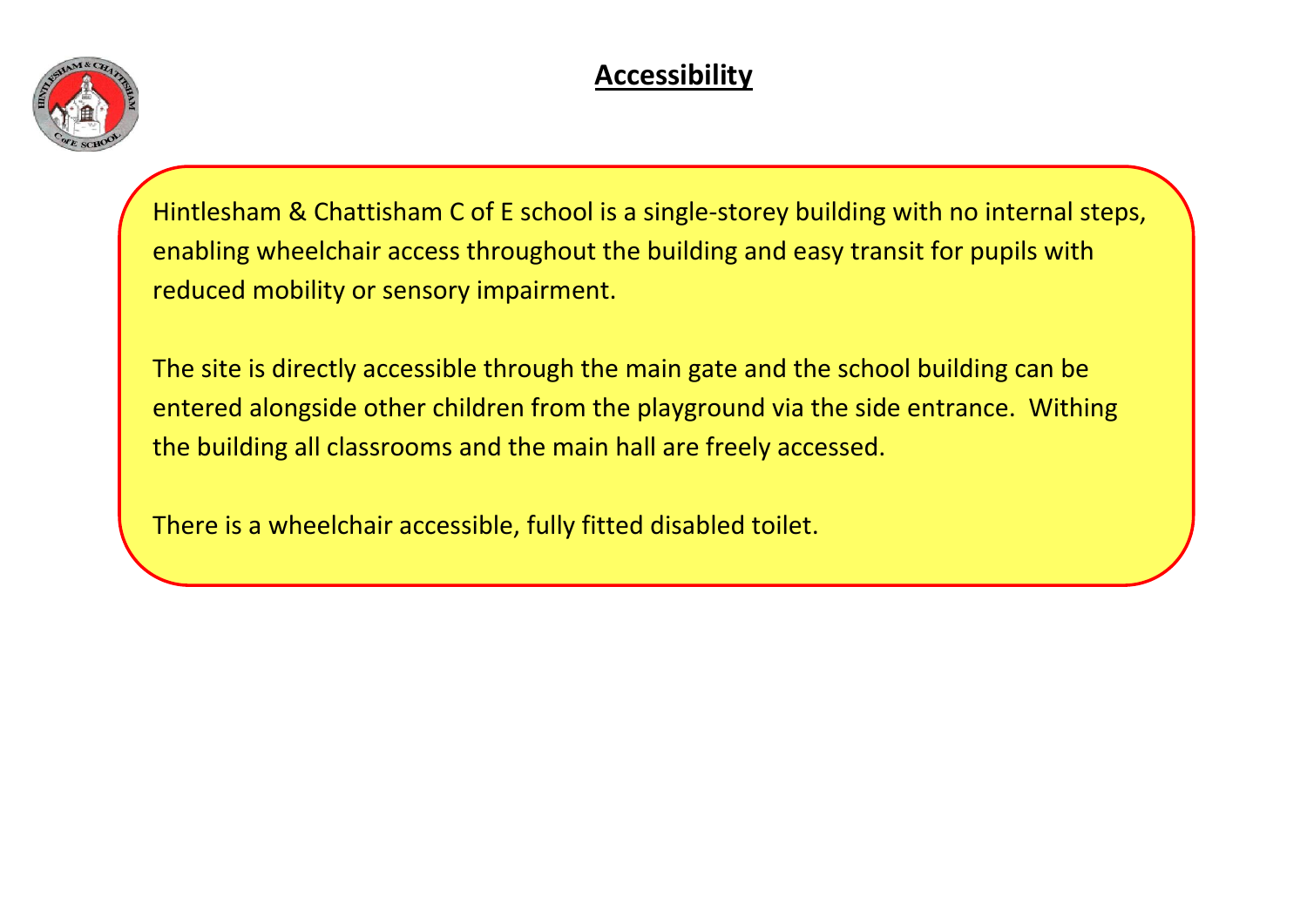# Accessibility

Hintlesham & Chattisham C of E school is a single-storey building with no internal steps, enabling wheelchair access throughout the building and easy transit for pupils with reduced mobility or sensory impairment.

The site is directly accessible through the main gate and the school building can be entered alongside other children from the playground via the side entrance. Withing the building all classrooms and the main hall are freely accessed.

There is a wheelchair accessible, fully fitted disabled toilet.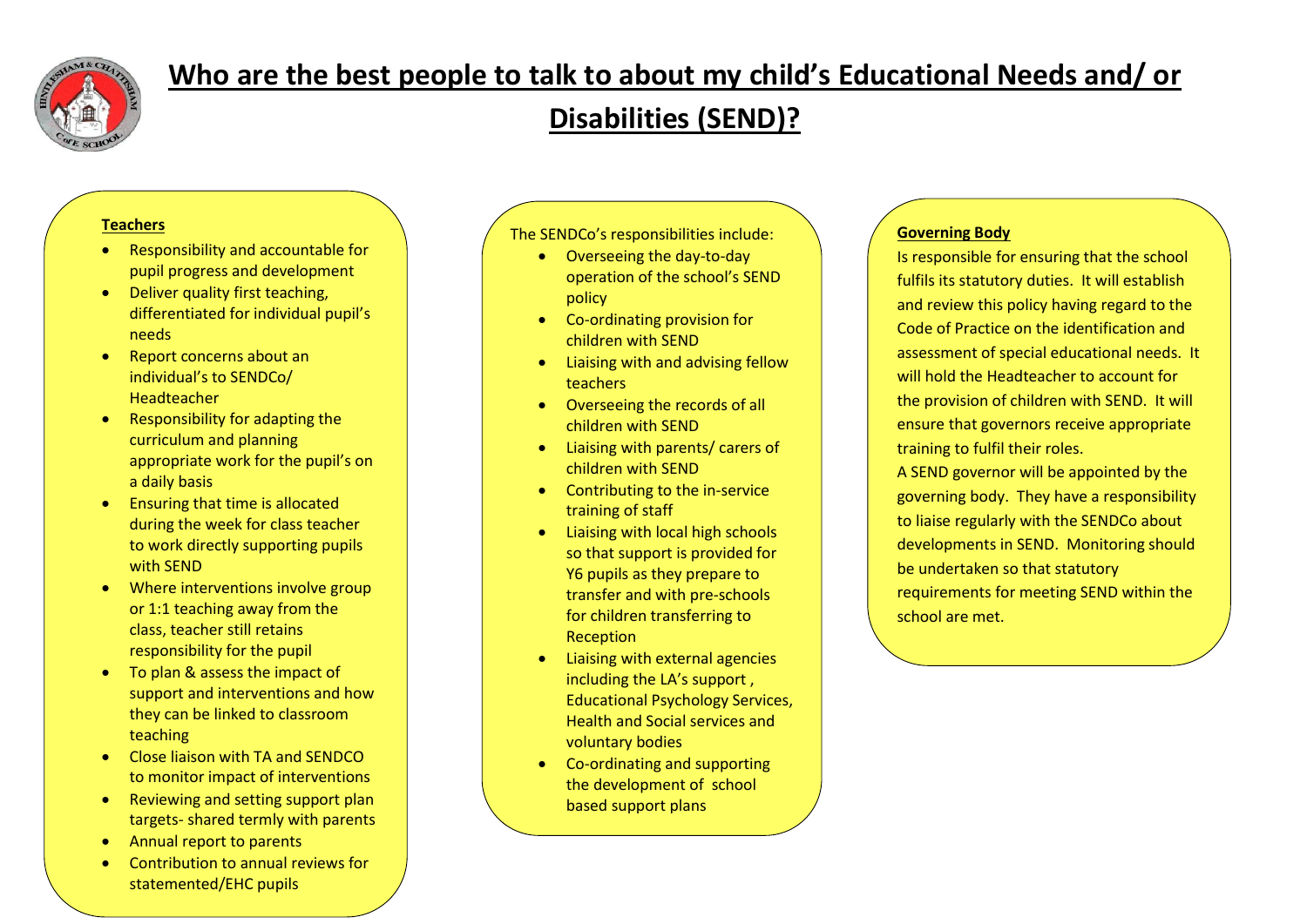# Who are the best people to talk to about my child's Educational Needs and/ or Disabilities (SEND)?

**Teachers**

- Responsibility and accountable for pupil progress and development
- Deliver quality first teaching, differentiated for individual pupil's needs
- Report concerns about an individual's to SENDCo/ Headteacher
- Responsibility for adapting the curriculum and planning appropriate work for the pupil's on a daily basis
- Ensuring that time is allocated during the week for class teacher to work directly supporting pupils with SEND
- Where interventions involve group or 1:1 teaching away from the class, teacher still retains responsibility for the pupil
- To plan & assess the impact of support and interventions and how they can be linked to classroom teaching
- Close liaison with TA and SENDCO to monitor impact of interventions
- Reviewing and setting support plan targets- shared termly with parents
- Annual report to parents
- Contribution to annual reviews for statemented/EHC pupils

The SENDCo's responsibilities include:

- Overseeing the day-to-day operation of the school's SEND policy
- Co-ordinating provision for children with SEND
- Liaising with and advising fellow teachers
- Overseeing the records of all children with SEND
- Liaising with parents/ carers of children with SEND
- Contributing to the in-service training of staff
- Liaising with local high schools so that support is provided for Y6 pupils as they prepare to transfer and with pre-schools for children transferring to Reception
- Liaising with external agencies including the LA's support , Educational Psychology Services, Health and Social services and voluntary bodies
- Co-ordinating and supporting the development of school based support plans

**Governing Body**

Is responsible for ensuring that the school fulfils its statutory duties. It will establish and review this policy having regard to the Code of Practice on the identification and assessment of special educational needs. It will hold the Headteacher to account for the provision of children with SEND. It will ensure that governors receive appropriate training to fulfil their roles.

A SEND governor will be appointed by the governing body. They have a responsibility to liaise regularly with the SENDCo about developments in SEND. Monitoring should be undertaken so that statutory requirements for meeting SEND within the school are met.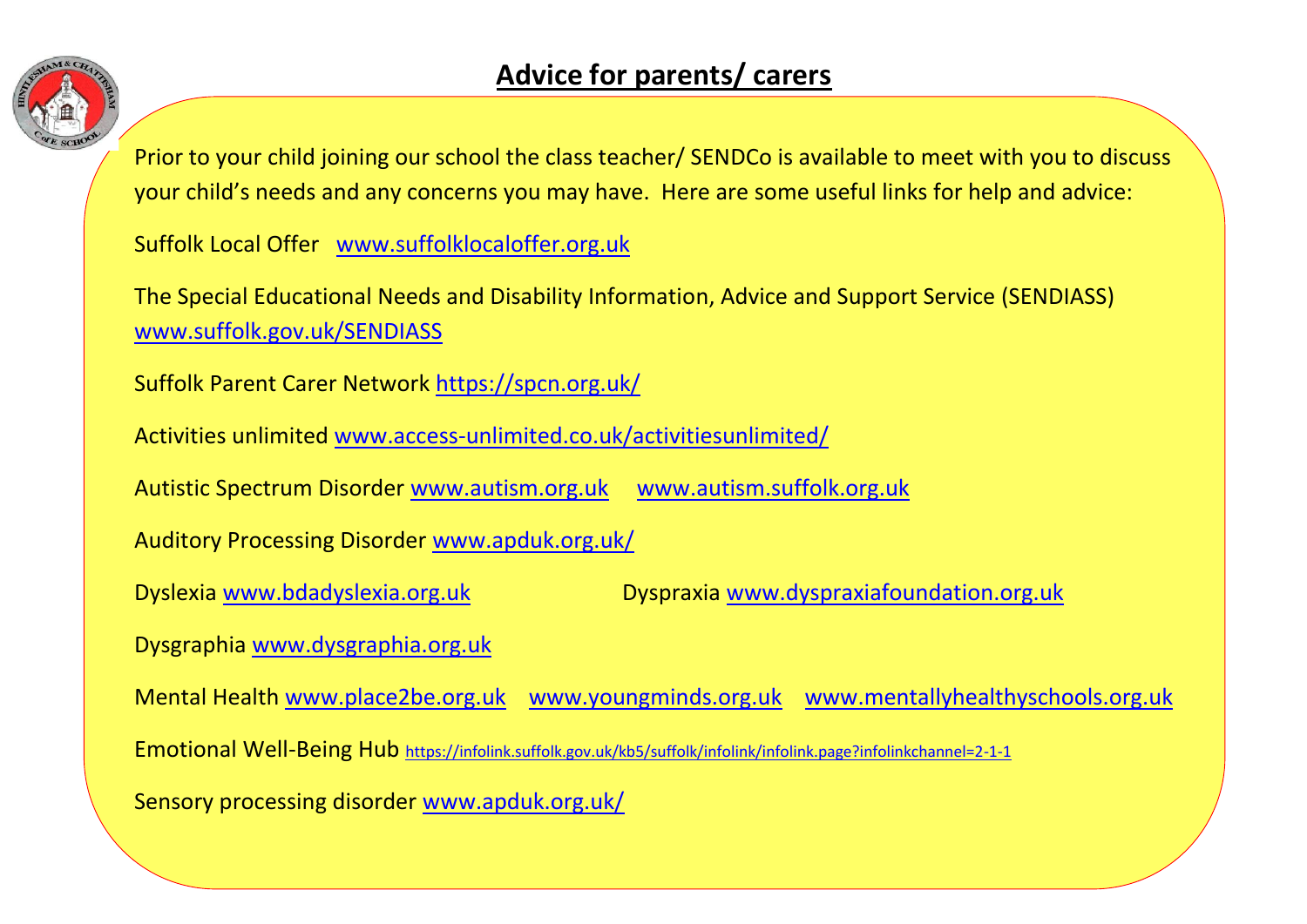## Advice for parents/ carers

Prior to your child joining our school the class teacher/ SENDCo is available to meet with you to discuss your child's needs and any concerns you may have. Here are some useful links for help and advice:

Suffolk Local Offer www.suffolklocaloffer.org.uk

The Special Educational Needs and Disability Information, Advice and Support Service (SENDIASS) www.suffolk.gov.uk/SENDIASS

Suffolk Parent Carer Network https://spcn.org.uk/

Activities unlimited www.access-unlimited.co.uk/activitiesunlimited/

Autistic Spectrum Disorder www.autism.org.uk www.autism.suffolk.org.uk

Auditory Processing Disorder www.apduk.org.uk/

Dyslexia www.bdadyslexia.org.uk

Dyspraxia www.dyspraxiafoundation.org.uk

Dysgraphia www.dysgraphia.org.uk

Mental Health www.place2be.org.uk www.youngminds.org.uk www.mentallyhealthyschools.org.uk

Emotional Well-Being Hub https://infolink.suffolk.gov.uk/kb5/suffolk/infolink/infolink.page?infolinkchannel=2-1-1

Sensory processing disorder www.apduk.org.uk/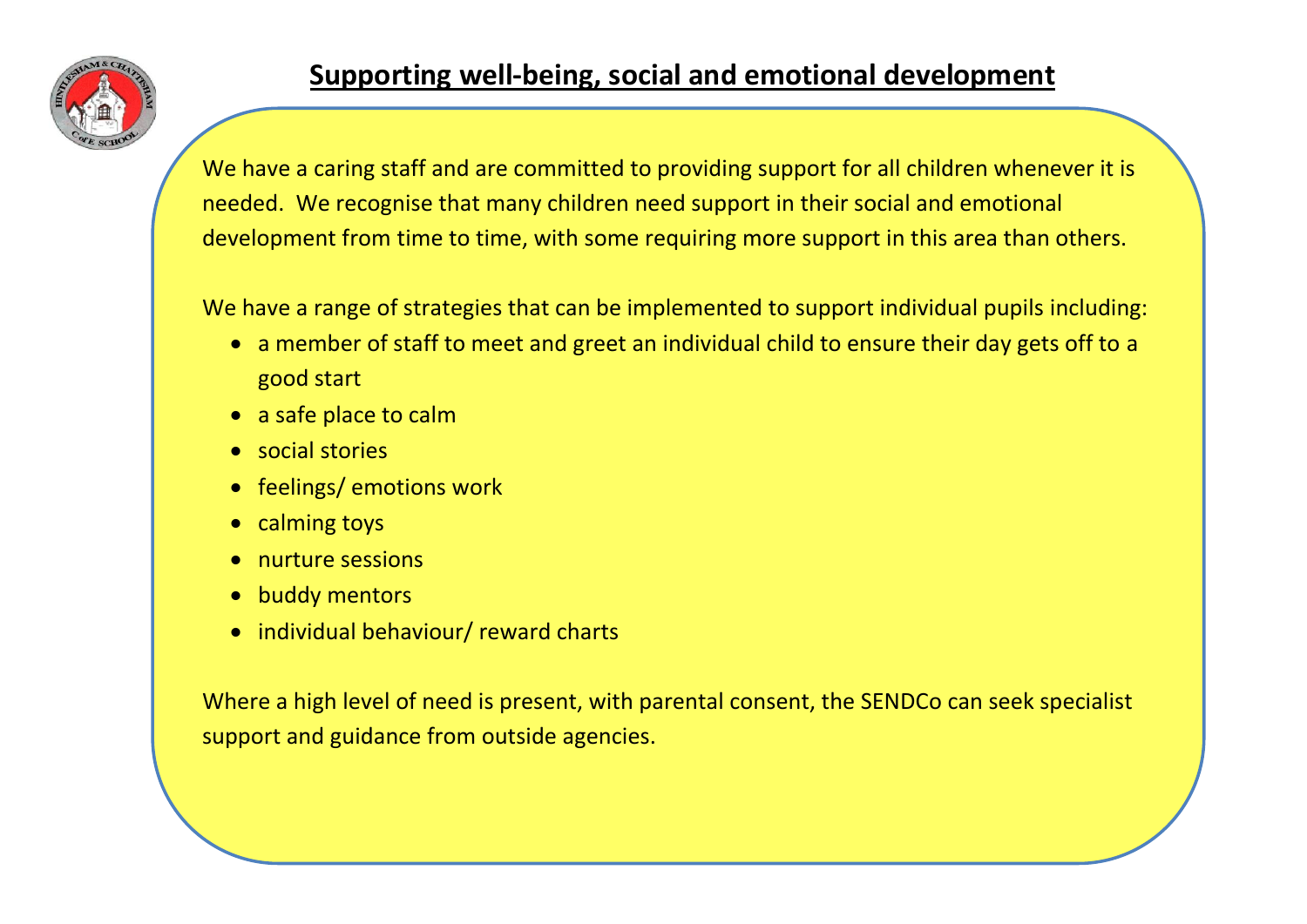## Supporting well-being, social and emotional development

We have a caring staff and are committed to providing support for all children whenever it is needed. We recognise that many children need support in their social and emotional development from time to time, with some requiring more support in this area than others.

We have a range of strategies that can be implemented to support individual pupils including:

- a member of staff to meet and greet an individual child to ensure their day gets off to a good start
- a safe place to calm
- social stories
- feelings/ emotions work
- calming toys
- nurture sessions
- buddy mentors
- individual behaviour/ reward charts

Where a high level of need is present, with parental consent, the SENDCo can seek specialist support and guidance from outside agencies.